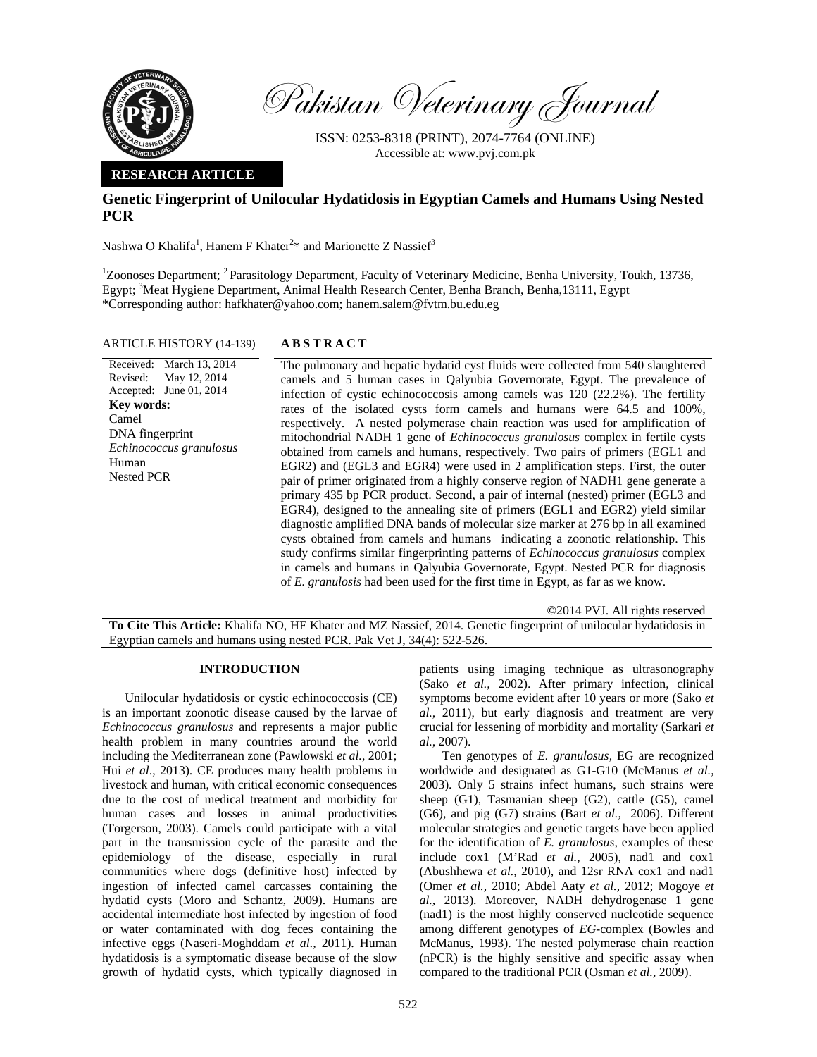# Pakistan Veterinary Journal

ISSN: 0253-8318 (PRINT), 2074-7764 (ONLINE)
Accessible at: www.pvj.com.pk

**RESEARCH ARTICLE**

## Genetic Fingerprint of Unilocular Hydatidosis in Egyptian Camels and Humans Using Nested PCR

Nashwa O Khalifa[1], Hanem F Khater[2]* and Marionette Z Nassief[3]

[1]Zoonoses Department; [2] Parasitology Department, Faculty of Veterinary Medicine, Benha University, Toukh, 13736, Egypt; [3]Meat Hygiene Department, Animal Health Research Center, Benha Branch, Benha,13111, Egypt
*Corresponding author: hafkhater@yahoo.com; hanem.salem@fvtm.bu.edu.eg

**ARTICLE HISTORY** (14-139)

Received: March 13, 2014
Revised: May 12, 2014
Accepted: June 01, 2014

**Key words:**
Camel
DNA fingerprint
*Echinococcus granulosus*
Human
Nested PCR

**ABSTRACT**

The pulmonary and hepatic hydatid cyst fluids were collected from 540 slaughtered camels and 5 human cases in Qalyubia Governorate, Egypt. The prevalence of infection of cystic echinococcosis among camels was 120 (22.2%). The fertility rates of the isolated cysts form camels and humans were 64.5 and 100%, respectively. A nested polymerase chain reaction was used for amplification of mitochondrial NADH 1 gene of *Echinococcus granulosus* complex in fertile cysts obtained from camels and humans, respectively. Two pairs of primers (EGL1 and EGR2) and (EGL3 and EGR4) were used in 2 amplification steps. First, the outer pair of primer originated from a highly conserve region of NADH1 gene generate a primary 435 bp PCR product. Second, a pair of internal (nested) primer (EGL3 and EGR4), designed to the annealing site of primers (EGL1 and EGR2) yield similar diagnostic amplified DNA bands of molecular size marker at 276 bp in all examined cysts obtained from camels and humans indicating a zoonotic relationship. This study confirms similar fingerprinting patterns of *Echinococcus granulosus* complex in camels and humans in Qalyubia Governorate, Egypt. Nested PCR for diagnosis of *E. granulosis* had been used for the first time in Egypt, as far as we know.

©2014 PVJ. All rights reserved

**To Cite This Article:** Khalifa NO, HF Khater and MZ Nassief, 2014. Genetic fingerprint of unilocular hydatidosis in Egyptian camels and humans using nested PCR. Pak Vet J, 34(4): 522-526.

## INTRODUCTION

Unilocular hydatidosis or cystic echinococcosis (CE) is an important zoonotic disease caused by the larvae of *Echinococcus granulosus* and represents a major public health problem in many countries around the world including the Mediterranean zone (Pawlowski *et al.*, 2001; Hui *et al*., 2013). CE produces many health problems in livestock and human, with critical economic consequences due to the cost of medical treatment and morbidity for human cases and losses in animal productivities (Torgerson, 2003). Camels could participate with a vital part in the transmission cycle of the parasite and the epidemiology of the disease, especially in rural communities where dogs (definitive host) infected by ingestion of infected camel carcasses containing the hydatid cysts (Moro and Schantz, 2009). Humans are accidental intermediate host infected by ingestion of food or water contaminated with dog feces containing the infective eggs (Naseri-Moghddam *et al*., 2011). Human hydatidosis is a symptomatic disease because of the slow growth of hydatid cysts, which typically diagnosed in patients using imaging technique as ultrasonography (Sako *et al.,* 2002). After primary infection, clinical symptoms become evident after 10 years or more (Sako *et al.,* 2011), but early diagnosis and treatment are very crucial for lessening of morbidity and mortality (Sarkari *et al.,* 2007).

Ten genotypes of *E. granulosus,* EG are recognized worldwide and designated as G1-G10 (McManus *et al.,* 2003). Only 5 strains infect humans, such strains were sheep (G1), Tasmanian sheep (G2), cattle (G5), camel (G6), and pig (G7) strains (Bart *et al.,* 2006). Different molecular strategies and genetic targets have been applied for the identification of *E. granulosus,* examples of these include cox1 (M'Rad *et al.,* 2005), nad1 and cox1 (Abushhewa *et al.,* 2010), and 12sr RNA cox1 and nad1 (Omer *et al.,* 2010; Abdel Aaty *et al.,* 2012; Mogoye *et al.,* 2013). Moreover, NADH dehydrogenase 1 gene (nad1) is the most highly conserved nucleotide sequence among different genotypes of *EG*-complex (Bowles and McManus, 1993). The nested polymerase chain reaction (nPCR) is the highly sensitive and specific assay when compared to the traditional PCR (Osman *et al.,* 2009).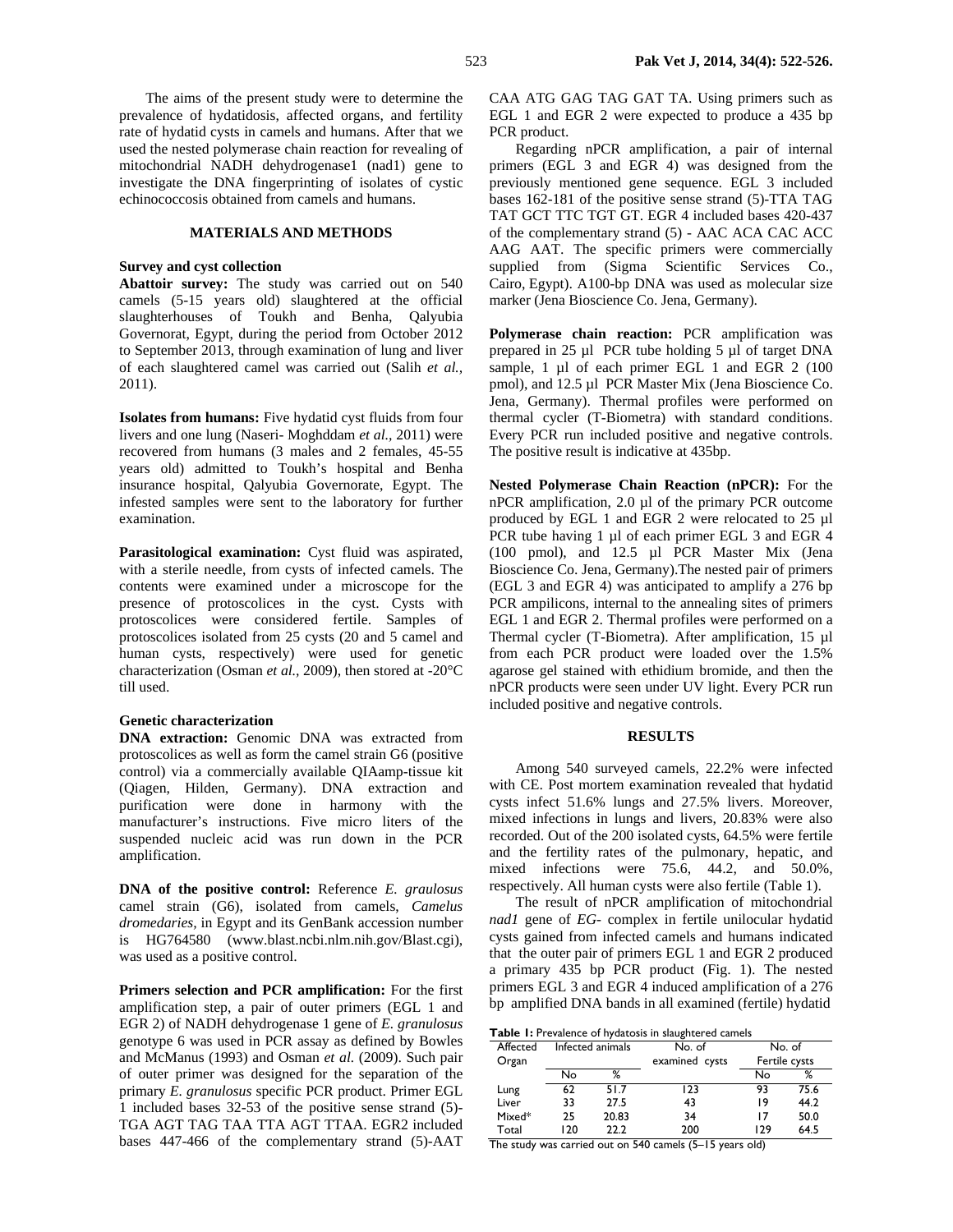The aims of the present study were to determine the prevalence of hydatidosis, affected organs, and fertility rate of hydatid cysts in camels and humans. After that we used the nested polymerase chain reaction for revealing of mitochondrial NADH dehydrogenase1 (nad1) gene to investigate the DNA fingerprinting of isolates of cystic echinococcosis obtained from camels and humans.

## MATERIALS AND METHODS

### Survey and cyst collection

**Abattoir survey:** The study was carried out on 540 camels (5-15 years old) slaughtered at the official slaughterhouses of Toukh and Benha, Qalyubia Governorat, Egypt, during the period from October 2012 to September 2013, through examination of lung and liver of each slaughtered camel was carried out (Salih *et al.,* 2011).

**Isolates from humans:** Five hydatid cyst fluids from four livers and one lung (Naseri- Moghddam *et al.,* 2011) were recovered from humans (3 males and 2 females, 45-55 years old) admitted to Toukh's hospital and Benha insurance hospital, Qalyubia Governorate, Egypt. The infested samples were sent to the laboratory for further examination.

**Parasitological examination:** Cyst fluid was aspirated, with a sterile needle, from cysts of infected camels. The contents were examined under a microscope for the presence of protoscolices in the cyst. Cysts with protoscolices were considered fertile. Samples of protoscolices isolated from 25 cysts (20 and 5 camel and human cysts, respectively) were used for genetic characterization (Osman *et al.,* 2009), then stored at -20°C till used.

### Genetic characterization

**DNA extraction:** Genomic DNA was extracted from protoscolices as well as form the camel strain G6 (positive control) via a commercially available QIAamp-tissue kit (Qiagen, Hilden, Germany). DNA extraction and purification were done in harmony with the manufacturer's instructions. Five micro liters of the suspended nucleic acid was run down in the PCR amplification.

**DNA of the positive control:** Reference *E. graulosus* camel strain (G6), isolated from camels, *Camelus dromedaries,* in Egypt and its GenBank accession number is HG764580 (www.blast.ncbi.nlm.nih.gov/Blast.cgi), was used as a positive control.

**Primers selection and PCR amplification:** For the first amplification step, a pair of outer primers (EGL 1 and EGR 2) of NADH dehydrogenase 1 gene of *E. granulosus* genotype 6 was used in PCR assay as defined by Bowles and McManus (1993) and Osman *et al.* (2009). Such pair of outer primer was designed for the separation of the primary *E. granulosus* specific PCR product. Primer EGL 1 included bases 32-53 of the positive sense strand (5)-TGA AGT TAG TAA TTA AGT TTAA. EGR2 included bases 447-466 of the complementary strand (5)-AAT CAA ATG GAG TAG GAT TA. Using primers such as EGL 1 and EGR 2 were expected to produce a 435 bp PCR product.

Regarding nPCR amplification, a pair of internal primers (EGL 3 and EGR 4) was designed from the previously mentioned gene sequence. EGL 3 included bases 162-181 of the positive sense strand (5)-TTA TAG TAT GCT TTC TGT GT. EGR 4 included bases 420-437 of the complementary strand (5) - AAC ACA CAC ACC AAG AAT. The specific primers were commercially supplied from (Sigma Scientific Services Co., Cairo, Egypt). A100-bp DNA was used as molecular size marker (Jena Bioscience Co. Jena, Germany).

**Polymerase chain reaction:** PCR amplification was prepared in 25 µl PCR tube holding 5 µl of target DNA sample, 1 µl of each primer EGL 1 and EGR 2 (100 pmol), and 12.5 µl PCR Master Mix (Jena Bioscience Co. Jena, Germany). Thermal profiles were performed on thermal cycler (T-Biometra) with standard conditions. Every PCR run included positive and negative controls. The positive result is indicative at 435bp.

**Nested Polymerase Chain Reaction (nPCR):** For the nPCR amplification, 2.0 µl of the primary PCR outcome produced by EGL 1 and EGR 2 were relocated to 25 µl PCR tube having 1 µl of each primer EGL 3 and EGR 4 (100 pmol), and 12.5 µl PCR Master Mix (Jena Bioscience Co. Jena, Germany).The nested pair of primers (EGL 3 and EGR 4) was anticipated to amplify a 276 bp PCR ampilicons, internal to the annealing sites of primers EGL 1 and EGR 2. Thermal profiles were performed on a Thermal cycler (T-Biometra). After amplification, 15 µl from each PCR product were loaded over the 1.5% agarose gel stained with ethidium bromide, and then the nPCR products were seen under UV light. Every PCR run included positive and negative controls.

## RESULTS

Among 540 surveyed camels, 22.2% were infected with CE. Post mortem examination revealed that hydatid cysts infect 51.6% lungs and 27.5% livers. Moreover, mixed infections in lungs and livers, 20.83% were also recorded. Out of the 200 isolated cysts, 64.5% were fertile and the fertility rates of the pulmonary, hepatic, and mixed infections were 75.6, 44.2, and 50.0%, respectively. All human cysts were also fertile (Table 1).

The result of nPCR amplification of mitochondrial *nad1* gene of *EG*- complex in fertile unilocular hydatid cysts gained from infected camels and humans indicated that the outer pair of primers EGL 1 and EGR 2 produced a primary 435 bp PCR product (Fig. 1). The nested primers EGL 3 and EGR 4 induced amplification of a 276 bp amplified DNA bands in all examined (fertile) hydatid

**Table 1:** Prevalence of hydatosis in slaughtered camels

| Affected Organ | Infected animals | | No. of examined cysts | No. of Fertile cysts | |
|---|---|---|---|---|---|
| | No | % | | No | % |
| Lung | 62 | 51.7 | 123 | 93 | 75.6 |
| Liver | 33 | 27.5 | 43 | 19 | 44.2 |
| Mixed* | 25 | 20.83 | 34 | 17 | 50.0 |
| Total | 120 | 22.2 | 200 | 129 | 64.5 |

The study was carried out on 540 camels (5–15 years old)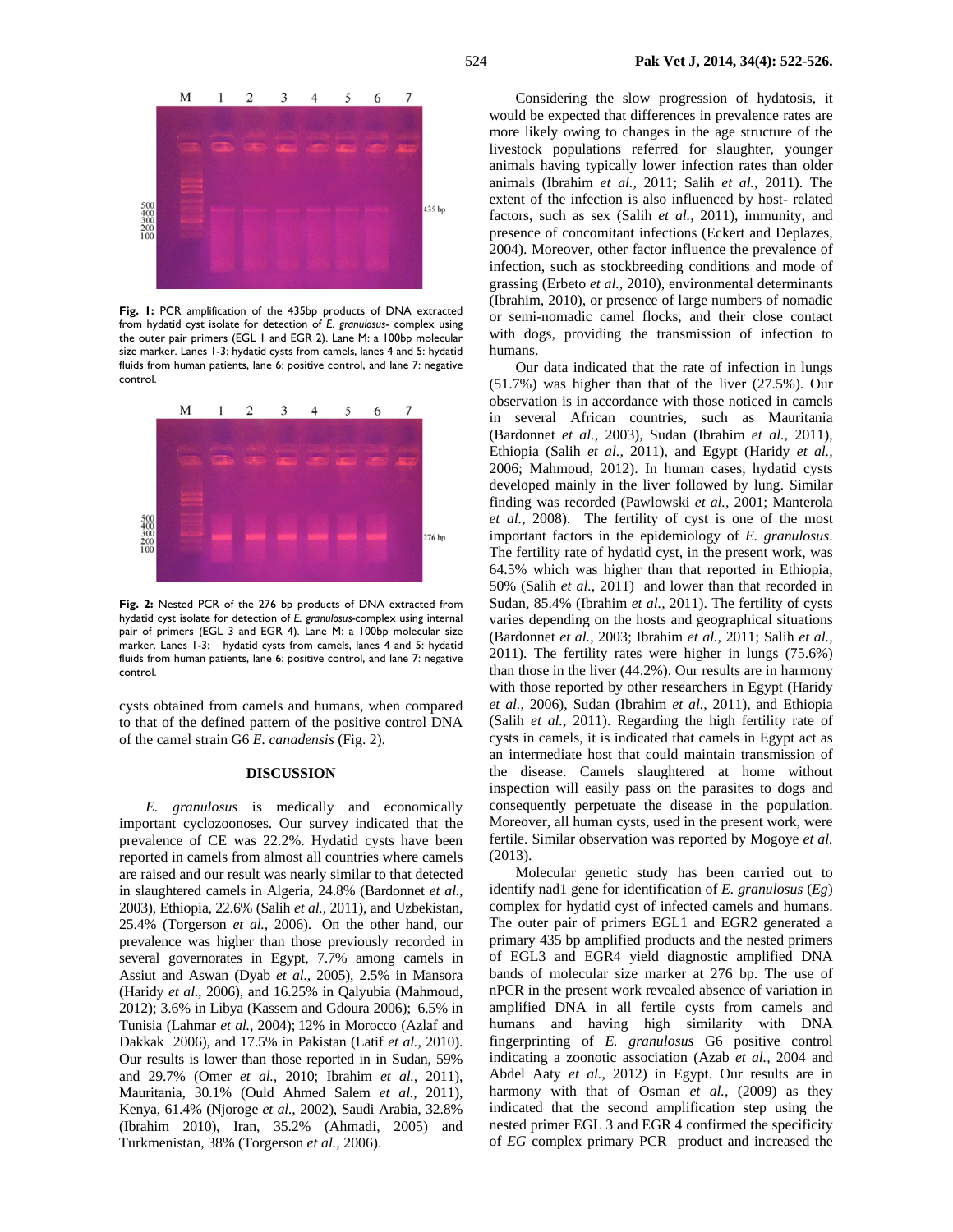Fig. 1: PCR amplification of the 435bp products of DNA extracted from hydatid cyst isolate for detection of *E. granulosus*- complex using the outer pair primers (EGL 1 and EGR 2). Lane M: a 100bp molecular size marker. Lanes 1-3: hydatid cysts from camels, lanes 4 and 5: hydatid fluids from human patients, lane 6: positive control, and lane 7: negative control.

Fig. 2: Nested PCR of the 276 bp products of DNA extracted from hydatid cyst isolate for detection of *E. granulosus*-complex using internal pair of primers (EGL 3 and EGR 4). Lane M: a 100bp molecular size marker. Lanes 1-3: hydatid cysts from camels, lanes 4 and 5: hydatid fluids from human patients, lane 6: positive control, and lane 7: negative control.

cysts obtained from camels and humans, when compared to that of the defined pattern of the positive control DNA of the camel strain G6 *E. canadensis* (Fig. 2).

## DISCUSSION

*E. granulosus* is medically and economically important cyclozoonoses. Our survey indicated that the prevalence of CE was 22.2%. Hydatid cysts have been reported in camels from almost all countries where camels are raised and our result was nearly similar to that detected in slaughtered camels in Algeria, 24.8% (Bardonnet *et al.*, 2003), Ethiopia, 22.6% (Salih *et al.,* 2011), and Uzbekistan, 25.4% (Torgerson *et al.,* 2006). On the other hand, our prevalence was higher than those previously recorded in several governorates in Egypt, 7.7% among camels in Assiut and Aswan (Dyab *et al.,* 2005), 2.5% in Mansora (Haridy *et al.,* 2006), and 16.25% in Qalyubia (Mahmoud, 2012); 3.6% in Libya (Kassem and Gdoura 2006); 6.5% in Tunisia (Lahmar *et al.,* 2004); 12% in Morocco (Azlaf and Dakkak 2006), and 17.5% in Pakistan (Latif *et al.,* 2010). Our results is lower than those reported in Sudan, 59% and 29.7% (Omer *et al.,* 2010; Ibrahim *et al.,* 2011), Mauritania, 30.1% (Ould Ahmed Salem *et al.,* 2011), Kenya, 61.4% (Njoroge *et al.,* 2002), Saudi Arabia, 32.8% (Ibrahim 2010), Iran, 35.2% (Ahmadi, 2005) and Turkmenistan, 38% (Torgerson *et al.,* 2006).

Considering the slow progression of hydatosis, it would be expected that differences in prevalence rates are more likely owing to changes in the age structure of the livestock populations referred for slaughter, younger animals having typically lower infection rates than older animals (Ibrahim *et al.,* 2011; Salih *et al.,* 2011). The extent of the infection is also influenced by host- related factors, such as sex (Salih *et al.,* 2011), immunity, and presence of concomitant infections (Eckert and Deplazes, 2004). Moreover, other factor influence the prevalence of infection, such as stockbreeding conditions and mode of grassing (Erbeto *et al.,* 2010), environmental determinants (Ibrahim, 2010), or presence of large numbers of nomadic or semi-nomadic camel flocks, and their close contact with dogs, providing the transmission of infection to humans.

Our data indicated that the rate of infection in lungs (51.7%) was higher than that of the liver (27.5%). Our observation is in accordance with those noticed in camels in several African countries, such as Mauritania (Bardonnet *et al.,* 2003), Sudan (Ibrahim *et al.,* 2011), Ethiopia (Salih *et al.,* 2011), and Egypt (Haridy *et al.,* 2006; Mahmoud, 2012). In human cases, hydatid cysts developed mainly in the liver followed by lung. Similar finding was recorded (Pawlowski *et al.,* 2001; Manterola *et al.,* 2008). The fertility of cyst is one of the most important factors in the epidemiology of *E. granulosus*. The fertility rate of hydatid cyst, in the present work, was 64.5% which was higher than that reported in Ethiopia, 50% (Salih *et al.,* 2011) and lower than that recorded in Sudan, 85.4% (Ibrahim *et al.,* 2011). The fertility of cysts varies depending on the hosts and geographical situations (Bardonnet *et al.,* 2003; Ibrahim *et al.,* 2011; Salih *et al.,* 2011). The fertility rates were higher in lungs (75.6%) than those in the liver (44.2%). Our results are in harmony with those reported by other researchers in Egypt (Haridy *et al.,* 2006), Sudan (Ibrahim *et al.,* 2011), and Ethiopia (Salih *et al.,* 2011). Regarding the high fertility rate of cysts in camels, it is indicated that camels in Egypt act as an intermediate host that could maintain transmission of the disease. Camels slaughtered at home without inspection will easily pass on the parasites to dogs and consequently perpetuate the disease in the population. Moreover, all human cysts, used in the present work, were fertile. Similar observation was reported by Mogoye *et al.* (2013).

Molecular genetic study has been carried out to identify nad1 gene for identification of *E. granulosus* (*Eg*) complex for hydatid cyst of infected camels and humans. The outer pair of primers EGL1 and EGR2 generated a primary 435 bp amplified products and the nested primers of EGL3 and EGR4 yield diagnostic amplified DNA bands of molecular size marker at 276 bp. The use of nPCR in the present work revealed absence of variation in amplified DNA in all fertile cysts from camels and humans and having high similarity with DNA fingerprinting of *E. granulosus* G6 positive control indicating a zoonotic association (Azab *et al.,* 2004 and Abdel Aaty *et al.,* 2012) in Egypt. Our results are in harmony with that of Osman *et al.,* (2009) as they indicated that the second amplification step using the nested primer EGL 3 and EGR 4 confirmed the specificity of *EG* complex primary PCR product and increased the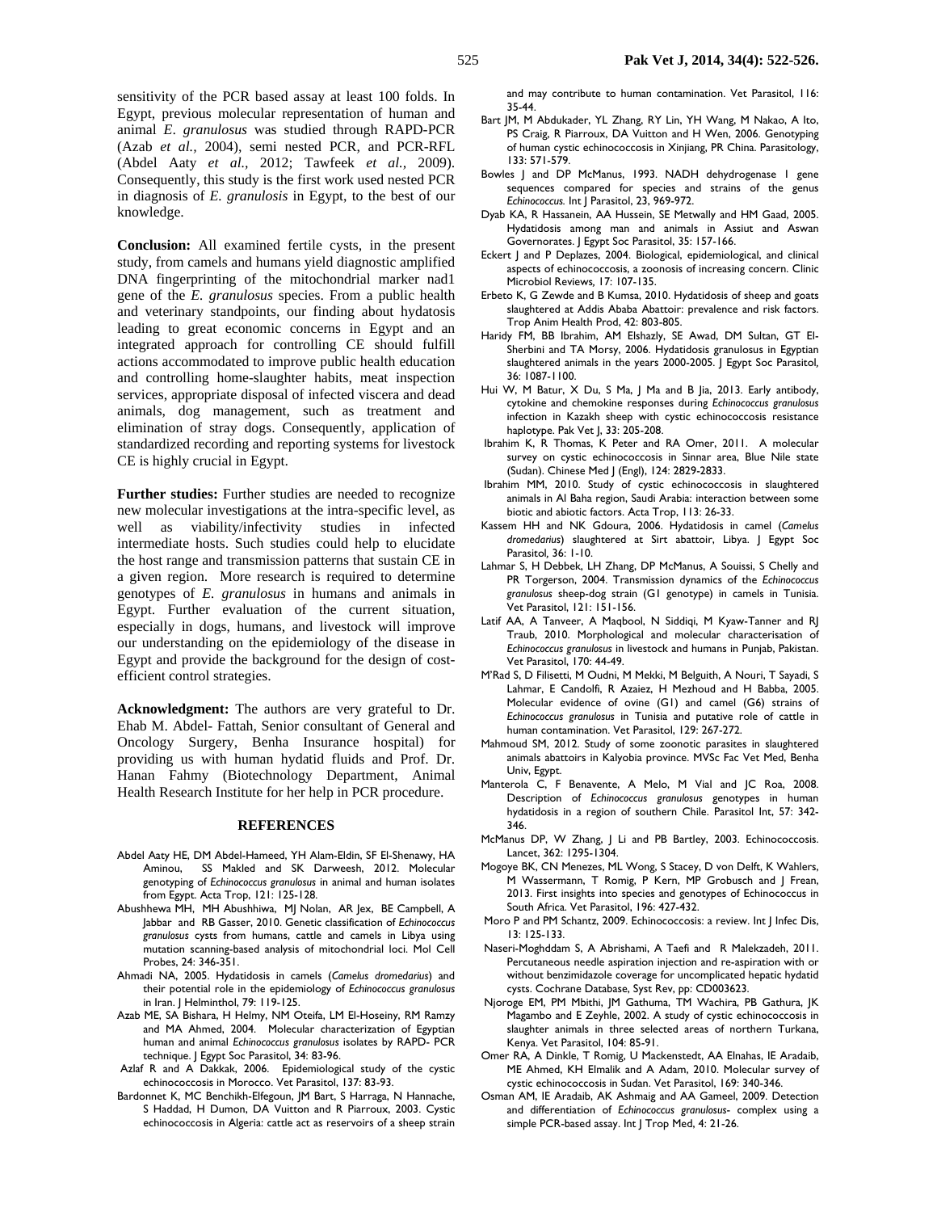sensitivity of the PCR based assay at least 100 folds. In Egypt, previous molecular representation of human and animal *E. granulosus* was studied through RAPD-PCR (Azab *et al.,* 2004), semi nested PCR, and PCR-RFL (Abdel Aaty *et al.,* 2012; Tawfeek *et al.,* 2009). Consequently, this study is the first work used nested PCR in diagnosis of *E. granulosis* in Egypt, to the best of our knowledge.

**Conclusion:** All examined fertile cysts, in the present study, from camels and humans yield diagnostic amplified DNA fingerprinting of the mitochondrial marker nad1 gene of the *E. granulosus* species. From a public health and veterinary standpoints, our finding about hydatosis leading to great economic concerns in Egypt and an integrated approach for controlling CE should fulfill actions accommodated to improve public health education and controlling home-slaughter habits, meat inspection services, appropriate disposal of infected viscera and dead animals, dog management, such as treatment and elimination of stray dogs. Consequently, application of standardized recording and reporting systems for livestock CE is highly crucial in Egypt.

**Further studies:** Further studies are needed to recognize new molecular investigations at the intra-specific level, as well as viability/infectivity studies in infected intermediate hosts. Such studies could help to elucidate the host range and transmission patterns that sustain CE in a given region. More research is required to determine genotypes of *E. granulosus* in humans and animals in Egypt. Further evaluation of the current situation, especially in dogs, humans, and livestock will improve our understanding on the epidemiology of the disease in Egypt and provide the background for the design of cost-efficient control strategies.

**Acknowledgment:** The authors are very grateful to Dr. Ehab M. Abdel- Fattah, Senior consultant of General and Oncology Surgery, Benha Insurance hospital) for providing us with human hydatid fluids and Prof. Dr. Hanan Fahmy (Biotechnology Department, Animal Health Research Institute for her help in PCR procedure.

## REFERENCES

Abdel Aaty HE, DM Abdel-Hameed, YH Alam-Eldin, SF El-Shenawy, HA Aminou, SS Makled and SK Darweesh, 2012. Molecular genotyping of *Echinococcus granulosus* in animal and human isolates from Egypt. Acta Trop, 121: 125-128.

Abushhewa MH, MH Abushhiwa, MJ Nolan, AR Jex, BE Campbell, A Jabbar and RB Gasser, 2010. Genetic classification of *Echinococcus granulosus* cysts from humans, cattle and camels in Libya using mutation scanning-based analysis of mitochondrial loci. Mol Cell Probes, 24: 346-351.

Ahmadi NA, 2005. Hydatidosis in camels (*Camelus dromedarius*) and their potential role in the epidemiology of *Echinococcus granulosus* in Iran. J Helminthol, 79: 119-125.

Azab ME, SA Bishara, H Helmy, NM Oteifa, LM El-Hoseiny, RM Ramzy and MA Ahmed, 2004. Molecular characterization of Egyptian human and animal *Echinococcus granulosus* isolates by RAPD- PCR technique. J Egypt Soc Parasitol, 34: 83-96.

Azlaf R and A Dakkak, 2006. Epidemiological study of the cystic echinococcosis in Morocco. Vet Parasitol, 137: 83-93.

Bardonnet K, MC Benchikh-Elfegoun, JM Bart, S Harraga, N Hannache, S Haddad, H Dumon, DA Vuitton and R Piarroux, 2003. Cystic echinococcosis in Algeria: cattle act as reservoirs of a sheep strain and may contribute to human contamination. Vet Parasitol, 116: 35-44.

Bart JM, M Abdukader, YL Zhang, RY Lin, YH Wang, M Nakao, A Ito, PS Craig, R Piarroux, DA Vuitton and H Wen, 2006. Genotyping of human cystic echinococcosis in Xinjiang, PR China. Parasitology, 133: 571-579.

Bowles J and DP McManus, 1993. NADH dehydrogenase I gene sequences compared for species and strains of the genus *Echinococcus.* Int J Parasitol, 23, 969-972.

Dyab KA, R Hassanein, AA Hussein, SE Metwally and HM Gaad, 2005. Hydatidosis among man and animals in Assiut and Aswan Governorates. J Egypt Soc Parasitol, 35: 157-166.

Eckert J and P Deplazes, 2004. Biological, epidemiological, and clinical aspects of echinococcosis, a zoonosis of increasing concern. Clinic Microbiol Reviews, 17: 107-135.

Erbeto K, G Zewde and B Kumsa, 2010. Hydatidosis of sheep and goats slaughtered at Addis Ababa Abattoir: prevalence and risk factors. Trop Anim Health Prod, 42: 803-805.

Haridy FM, BB Ibrahim, AM Elshazly, SE Awad, DM Sultan, GT El-Sherbini and TA Morsy, 2006. Hydatidosis granulosus in Egyptian slaughtered animals in the years 2000-2005. J Egypt Soc Parasitol, 36: 1087-1100.

Hui W, M Batur, X Du, S Ma, J Ma and B Jia, 2013. Early antibody, cytokine and chemokine responses during *Echinococcus granulosus* infection in Kazakh sheep with cystic echinococcosis resistance haplotype. Pak Vet J, 33: 205-208.

Ibrahim K, R Thomas, K Peter and RA Omer, 2011. A molecular survey on cystic echinococcosis in Sinnar area, Blue Nile state (Sudan). Chinese Med J (Engl), 124: 2829-2833.

Ibrahim MM, 2010. Study of cystic echinococcosis in slaughtered animals in Al Baha region, Saudi Arabia: interaction between some biotic and abiotic factors. Acta Trop, 113: 26-33.

Kassem HH and NK Gdoura, 2006. Hydatidosis in camel (*Camelus dromedarius*) slaughtered at Sirt abattoir, Libya. J Egypt Soc Parasitol, 36: 1-10.

Lahmar S, H Debbek, LH Zhang, DP McManus, A Souissi, S Chelly and PR Torgerson, 2004. Transmission dynamics of the *Echinococcus granulosus* sheep-dog strain (G1 genotype) in camels in Tunisia. Vet Parasitol, 121: 151-156.

Latif AA, A Tanveer, A Maqbool, N Siddiqi, M Kyaw-Tanner and RJ Traub, 2010. Morphological and molecular characterisation of *Echinococcus granulosus* in livestock and humans in Punjab, Pakistan. Vet Parasitol, 170: 44-49.

M'Rad S, D Filisetti, M Oudni, M Mekki, M Belguith, A Nouri, T Sayadi, S Lahmar, E Candolfi, R Azaiez, H Mezhoud and H Babba, 2005. Molecular evidence of ovine (G1) and camel (G6) strains of *Echinococcus granulosus* in Tunisia and putative role of cattle in human contamination. Vet Parasitol, 129: 267-272.

Mahmoud SM, 2012. Study of some zoonotic parasites in slaughtered animals abattoirs in Kalyobia province. MVSc Fac Vet Med, Benha Univ, Egypt.

Manterola C, F Benavente, A Melo, M Vial and JC Roa, 2008. Description of *Echinococcus granulosus* genotypes in human hydatidosis in a region of southern Chile. Parasitol Int, 57: 342-346.

McManus DP, W Zhang, J Li and PB Bartley, 2003. Echinococcosis. Lancet, 362: 1295-1304.

Mogoye BK, CN Menezes, ML Wong, S Stacey, D von Delft, K Wahlers, M Wassermann, T Romig, P Kern, MP Grobusch and J Frean, 2013. First insights into species and genotypes of Echinococcus in South Africa. Vet Parasitol, 196: 427-432.

Moro P and PM Schantz, 2009. Echinococcosis: a review. Int J Infec Dis, 13: 125-133.

Naseri-Moghddam S, A Abrishami, A Taefi and R Malekzadeh, 2011. Percutaneous needle aspiration injection and re-aspiration with or without benzimidazole coverage for uncomplicated hepatic hydatid cysts. Cochrane Database, Syst Rev, pp: CD003623.

Njoroge EM, PM Mbithi, JM Gathuma, TM Wachira, PB Gathura, JK Magambo and E Zeyhle, 2002. A study of cystic echinococcosis in slaughter animals in three selected areas of northern Turkana, Kenya. Vet Parasitol, 104: 85-91.

Omer RA, A Dinkle, T Romig, U Mackenstedt, AA Elnahas, IE Aradaib, ME Ahmed, KH Elmalik and A Adam, 2010. Molecular survey of cystic echinococcosis in Sudan. Vet Parasitol, 169: 340-346.

Osman AM, IE Aradaib, AK Ashmaig and AA Gameel, 2009. Detection and differentiation of *Echinococcus granulosus*- complex using a simple PCR-based assay. Int J Trop Med, 4: 21-26.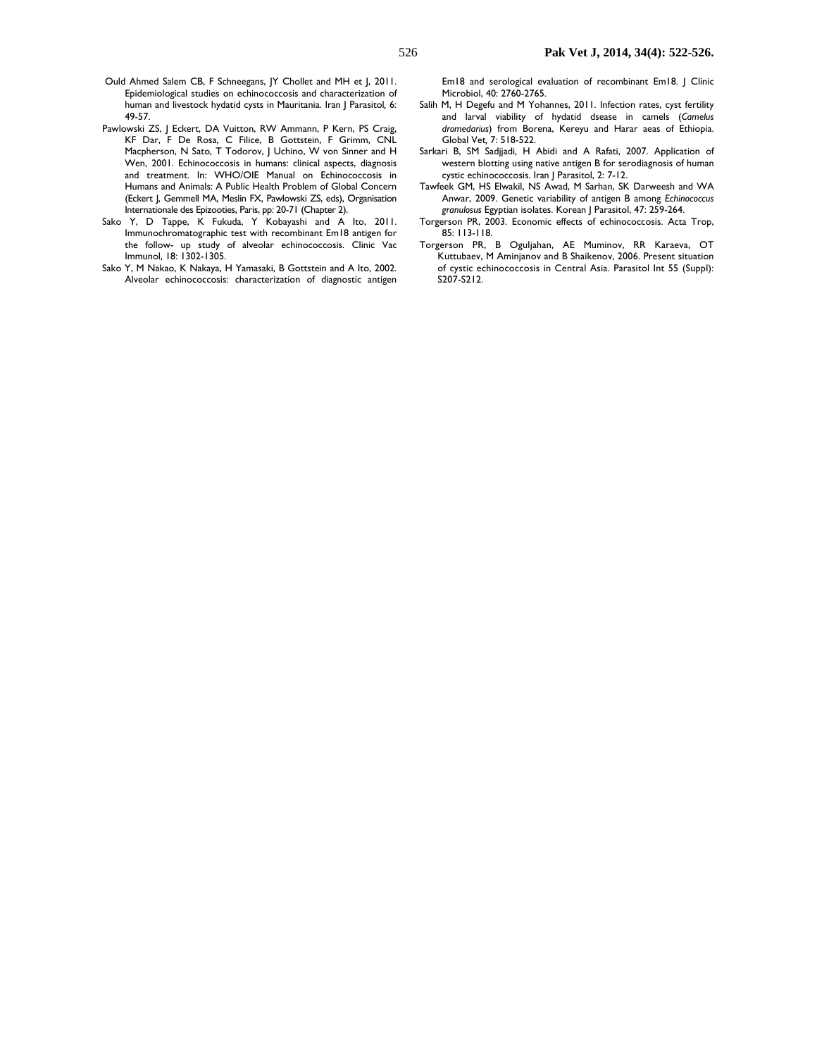Ould Ahmed Salem CB, F Schneegans, JY Chollet and MH et J, 2011. Epidemiological studies on echinococcosis and characterization of human and livestock hydatid cysts in Mauritania. Iran J Parasitol, 6: 49-57.

Pawlowski ZS, J Eckert, DA Vuitton, RW Ammann, P Kern, PS Craig, KF Dar, F De Rosa, C Filice, B Gottstein, F Grimm, CNL Macpherson, N Sato, T Todorov, J Uchino, W von Sinner and H Wen, 2001. Echinococcosis in humans: clinical aspects, diagnosis and treatment. In: WHO/OIE Manual on Echinococcosis in Humans and Animals: A Public Health Problem of Global Concern (Eckert J, Gemmell MA, Meslin FX, Pawlowski ZS, eds), Organisation Internationale des Epizooties, Paris, pp: 20-71 (Chapter 2).

Sako Y, D Tappe, K Fukuda, Y Kobayashi and A Ito, 2011. Immunochromatographic test with recombinant Em18 antigen for the follow- up study of alveolar echinococcosis. Clinic Vac Immunol, 18: 1302-1305.

Sako Y, M Nakao, K Nakaya, H Yamasaki, B Gottstein and A Ito, 2002. Alveolar echinococcosis: characterization of diagnostic antigen Em18 and serological evaluation of recombinant Em18. J Clinic Microbiol, 40: 2760-2765.

Salih M, H Degefu and M Yohannes, 2011. Infection rates, cyst fertility and larval viability of hydatid dsease in camels (*Camelus dromedarius*) from Borena, Kereyu and Harar aeas of Ethiopia. Global Vet, 7: 518-522.

Sarkari B, SM Sadjjadi, H Abidi and A Rafati, 2007. Application of western blotting using native antigen B for serodiagnosis of human cystic echinococcosis. Iran J Parasitol, 2: 7-12.

Tawfeek GM, HS Elwakil, NS Awad, M Sarhan, SK Darweesh and WA Anwar, 2009. Genetic variability of antigen B among *Echinococcus granulosus* Egyptian isolates. Korean J Parasitol, 47: 259-264.

Torgerson PR, 2003. Economic effects of echinococcosis. Acta Trop, 85: 113-118.

Torgerson PR, B Oguljahan, AE Muminov, RR Karaeva, OT Kuttubaev, M Aminjanov and B Shaikenov, 2006. Present situation of cystic echinococcosis in Central Asia. Parasitol Int 55 (Suppl): S207-S212.